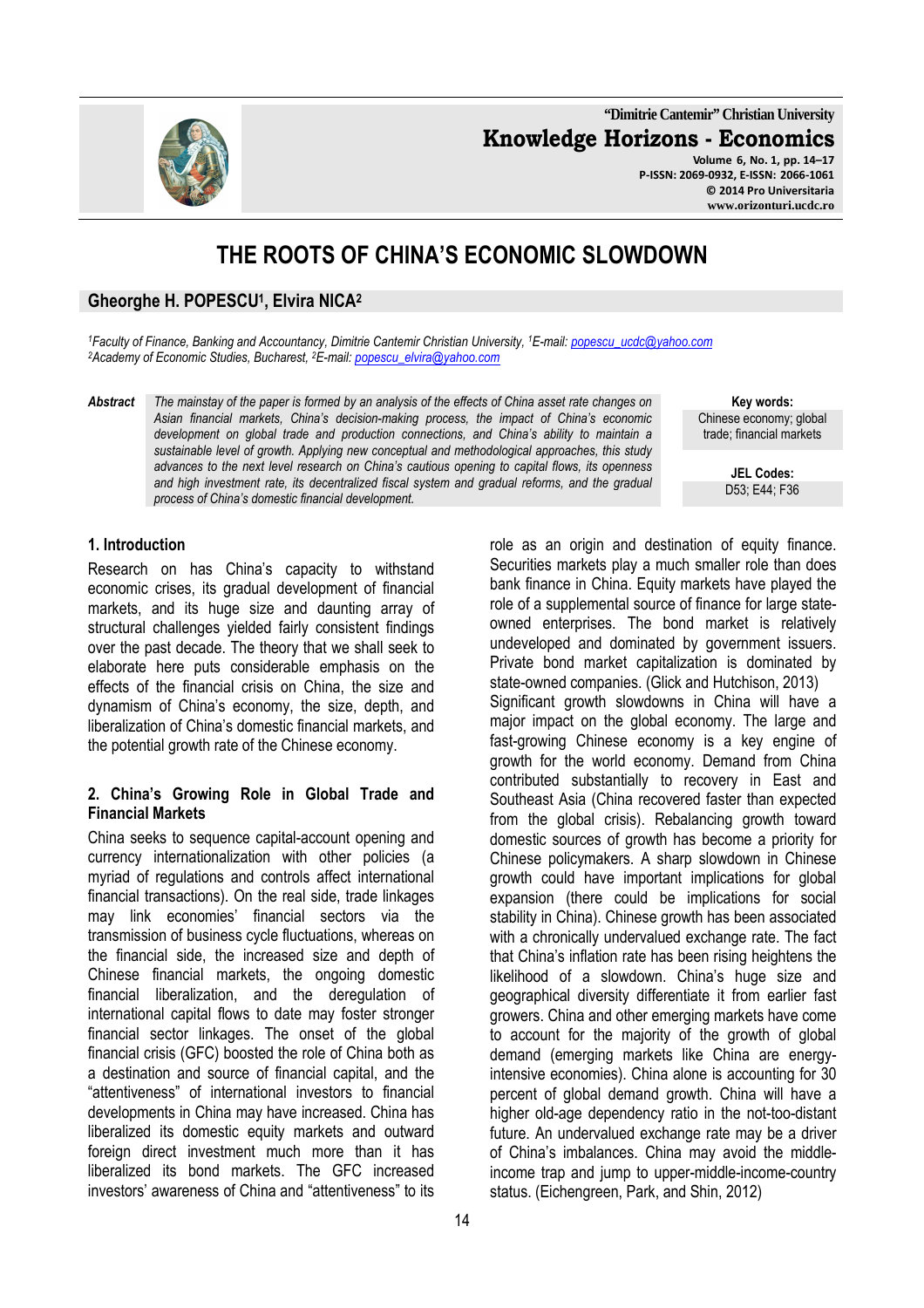# THE ROOTS OF CHINA'S ECONOMIC SLOWDOWN

**Gheorghe H. POPESCU[1], Elvira NICA[2]**

*[1]Faculty of Finance, Banking and Accountancy, Dimitrie Cantemir Christian University, [1]E-mail: popescu_ucdc@yahoo.com*
*[2]Academy of Economic Studies, Bucharest, [2]E-mail: popescu_elvira@yahoo.com*

***Abstract*** *The mainstay of the paper is formed by an analysis of the effects of China asset rate changes on Asian financial markets, China's decision-making process, the impact of China's economic development on global trade and production connections, and China's ability to maintain a sustainable level of growth. Applying new conceptual and methodological approaches, this study advances to the next level research on China's cautious opening to capital flows, its openness and high investment rate, its decentralized fiscal system and gradual reforms, and the gradual process of China's domestic financial development.*

**Key words:** Chinese economy; global trade; financial markets

**JEL Codes:** D53; E44; F36

## 1. Introduction

Research on has China's capacity to withstand economic crises, its gradual development of financial markets, and its huge size and daunting array of structural challenges yielded fairly consistent findings over the past decade. The theory that we shall seek to elaborate here puts considerable emphasis on the effects of the financial crisis on China, the size and dynamism of China's economy, the size, depth, and liberalization of China's domestic financial markets, and the potential growth rate of the Chinese economy.

## 2. China's Growing Role in Global Trade and Financial Markets

China seeks to sequence capital-account opening and currency internationalization with other policies (a myriad of regulations and controls affect international financial transactions). On the real side, trade linkages may link economies' financial sectors via the transmission of business cycle fluctuations, whereas on the financial side, the increased size and depth of Chinese financial markets, the ongoing domestic financial liberalization, and the deregulation of international capital flows to date may foster stronger financial sector linkages. The onset of the global financial crisis (GFC) boosted the role of China both as a destination and source of financial capital, and the "attentiveness" of international investors to financial developments in China may have increased. China has liberalized its domestic equity markets and outward foreign direct investment much more than it has liberalized its bond markets. The GFC increased investors' awareness of China and "attentiveness" to its role as an origin and destination of equity finance. Securities markets play a much smaller role than does bank finance in China. Equity markets have played the role of a supplemental source of finance for large state-owned enterprises. The bond market is relatively undeveloped and dominated by government issuers. Private bond market capitalization is dominated by state-owned companies. (Glick and Hutchison, 2013)

Significant growth slowdowns in China will have a major impact on the global economy. The large and fast-growing Chinese economy is a key engine of growth for the world economy. Demand from China contributed substantially to recovery in East and Southeast Asia (China recovered faster than expected from the global crisis). Rebalancing growth toward domestic sources of growth has become a priority for Chinese policymakers. A sharp slowdown in Chinese growth could have important implications for global expansion (there could be implications for social stability in China). Chinese growth has been associated with a chronically undervalued exchange rate. The fact that China's inflation rate has been rising heightens the likelihood of a slowdown. China's huge size and geographical diversity differentiate it from earlier fast growers. China and other emerging markets have come to account for the majority of the growth of global demand (emerging markets like China are energy-intensive economies). China alone is accounting for 30 percent of global demand growth. China will have a higher old-age dependency ratio in the not-too-distant future. An undervalued exchange rate may be a driver of China's imbalances. China may avoid the middle-income trap and jump to upper-middle-income-country status. (Eichengreen, Park, and Shin, 2012)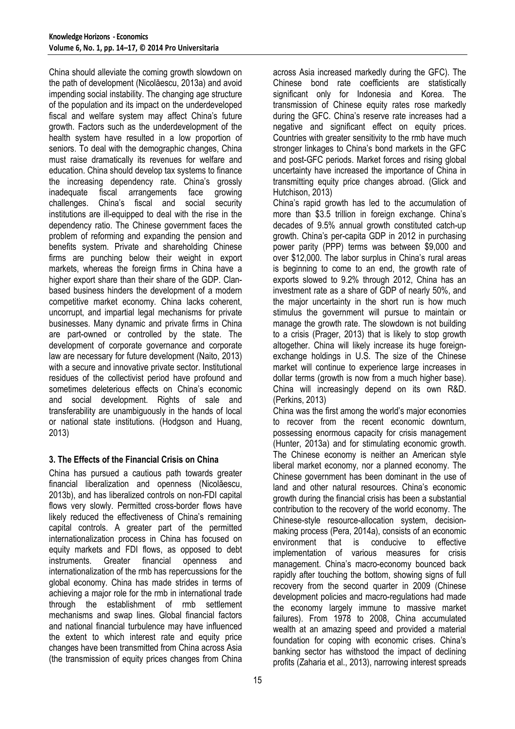China should alleviate the coming growth slowdown on the path of development (Nicolăescu, 2013a) and avoid impending social instability. The changing age structure of the population and its impact on the underdeveloped fiscal and welfare system may affect China's future growth. Factors such as the underdevelopment of the health system have resulted in a low proportion of seniors. To deal with the demographic changes, China must raise dramatically its revenues for welfare and education. China should develop tax systems to finance the increasing dependency rate. China's grossly inadequate fiscal arrangements face growing challenges. China's fiscal and social security institutions are ill-equipped to deal with the rise in the dependency ratio. The Chinese government faces the problem of reforming and expanding the pension and benefits system. Private and shareholding Chinese firms are punching below their weight in export markets, whereas the foreign firms in China have a higher export share than their share of the GDP. Clan-based business hinders the development of a modern competitive market economy. China lacks coherent, uncorrupt, and impartial legal mechanisms for private businesses. Many dynamic and private firms in China are part-owned or controlled by the state. The development of corporate governance and corporate law are necessary for future development (Naito, 2013) with a secure and innovative private sector. Institutional residues of the collectivist period have profound and sometimes deleterious effects on China's economic and social development. Rights of sale and transferability are unambiguously in the hands of local or national state institutions. (Hodgson and Huang, 2013)

## 3. The Effects of the Financial Crisis on China

China has pursued a cautious path towards greater financial liberalization and openness (Nicolăescu, 2013b), and has liberalized controls on non-FDI capital flows very slowly. Permitted cross-border flows have likely reduced the effectiveness of China's remaining capital controls. A greater part of the permitted internationalization process in China has focused on equity markets and FDI flows, as opposed to debt instruments. Greater financial openness and internationalization of the rmb has repercussions for the global economy. China has made strides in terms of achieving a major role for the rmb in international trade through the establishment of rmb settlement mechanisms and swap lines. Global financial factors and national financial turbulence may have influenced the extent to which interest rate and equity price changes have been transmitted from China across Asia (the transmission of equity prices changes from China across Asia increased markedly during the GFC). The Chinese bond rate coefficients are statistically significant only for Indonesia and Korea. The transmission of Chinese equity rates rose markedly during the GFC. China's reserve rate increases had a negative and significant effect on equity prices. Countries with greater sensitivity to the rmb have much stronger linkages to China's bond markets in the GFC and post-GFC periods. Market forces and rising global uncertainty have increased the importance of China in transmitting equity price changes abroad. (Glick and Hutchison, 2013)

China's rapid growth has led to the accumulation of more than $3.5 trillion in foreign exchange. China's decades of 9.5% annual growth constituted catch-up growth. China's per-capita GDP in 2012 in purchasing power parity (PPP) terms was between $9,000 and over $12,000. The labor surplus in China's rural areas is beginning to come to an end, the growth rate of exports slowed to 9.2% through 2012, China has an investment rate as a share of GDP of nearly 50%, and the major uncertainty in the short run is how much stimulus the government will pursue to maintain or manage the growth rate. The slowdown is not building to a crisis (Prager, 2013) that is likely to stop growth altogether. China will likely increase its huge foreign-exchange holdings in U.S. The size of the Chinese market will continue to experience large increases in dollar terms (growth is now from a much higher base). China will increasingly depend on its own R&D. (Perkins, 2013)

China was the first among the world's major economies to recover from the recent economic downturn, possessing enormous capacity for crisis management (Hunter, 2013a) and for stimulating economic growth. The Chinese economy is neither an American style liberal market economy, nor a planned economy. The Chinese government has been dominant in the use of land and other natural resources. China's economic growth during the financial crisis has been a substantial contribution to the recovery of the world economy. The Chinese-style resource-allocation system, decision-making process (Pera, 2014a), consists of an economic environment that is conducive to effective implementation of various measures for crisis management. China's macro-economy bounced back rapidly after touching the bottom, showing signs of full recovery from the second quarter in 2009 (Chinese development policies and macro-regulations had made the economy largely immune to massive market failures). From 1978 to 2008, China accumulated wealth at an amazing speed and provided a material foundation for coping with economic crises. China's banking sector has withstood the impact of declining profits (Zaharia et al., 2013), narrowing interest spreads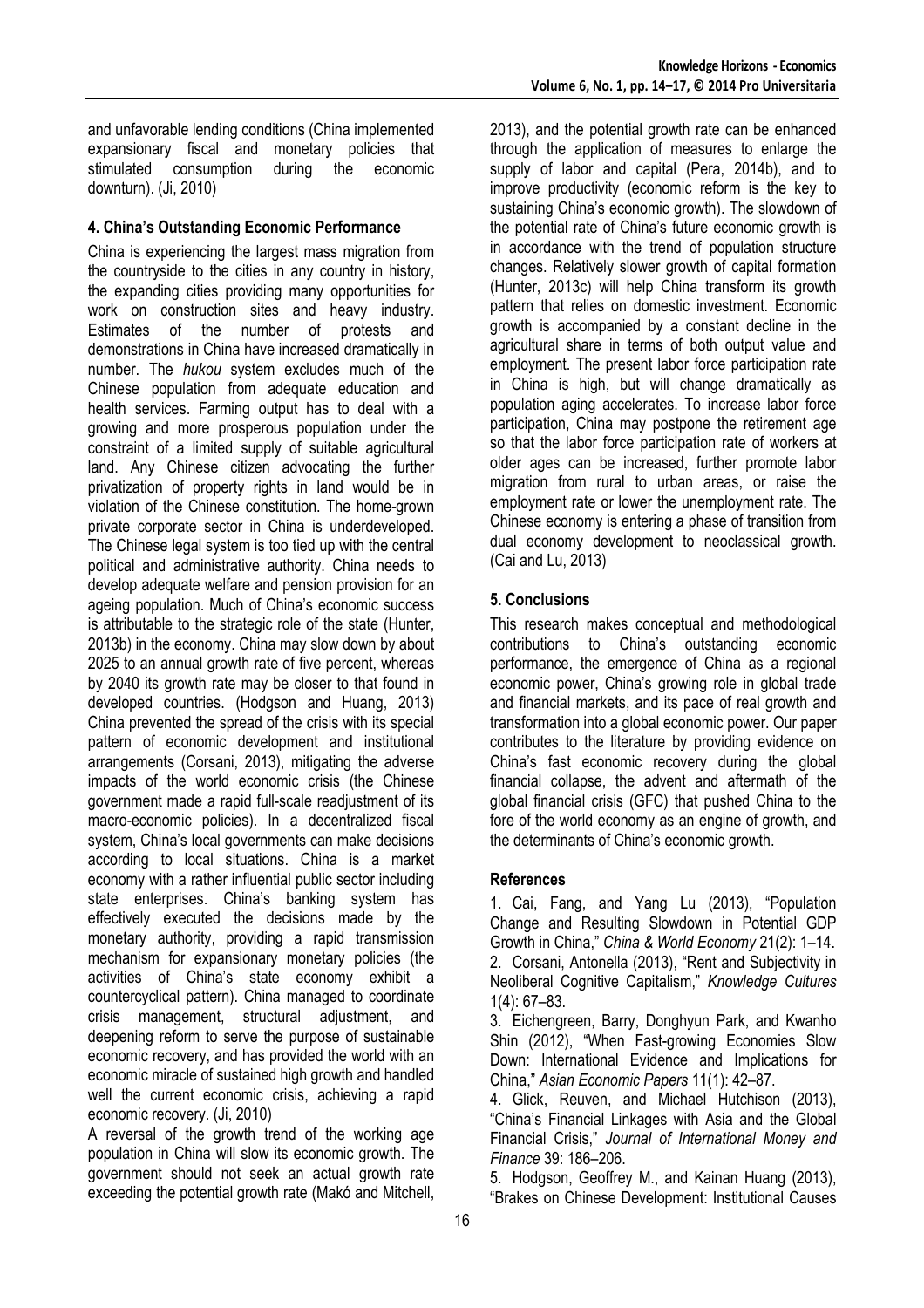and unfavorable lending conditions (China implemented expansionary fiscal and monetary policies that stimulated consumption during the economic downturn). (Ji, 2010)

## 4. China's Outstanding Economic Performance

China is experiencing the largest mass migration from the countryside to the cities in any country in history, the expanding cities providing many opportunities for work on construction sites and heavy industry. Estimates of the number of protests and demonstrations in China have increased dramatically in number. The *hukou* system excludes much of the Chinese population from adequate education and health services. Farming output has to deal with a growing and more prosperous population under the constraint of a limited supply of suitable agricultural land. Any Chinese citizen advocating the further privatization of property rights in land would be in violation of the Chinese constitution. The home-grown private corporate sector in China is underdeveloped. The Chinese legal system is too tied up with the central political and administrative authority. China needs to develop adequate welfare and pension provision for an ageing population. Much of China's economic success is attributable to the strategic role of the state (Hunter, 2013b) in the economy. China may slow down by about 2025 to an annual growth rate of five percent, whereas by 2040 its growth rate may be closer to that found in developed countries. (Hodgson and Huang, 2013) China prevented the spread of the crisis with its special pattern of economic development and institutional arrangements (Corsani, 2013), mitigating the adverse impacts of the world economic crisis (the Chinese government made a rapid full-scale readjustment of its macro-economic policies). In a decentralized fiscal system, China's local governments can make decisions according to local situations. China is a market economy with a rather influential public sector including state enterprises. China's banking system has effectively executed the decisions made by the monetary authority, providing a rapid transmission mechanism for expansionary monetary policies (the activities of China's state economy exhibit a countercyclical pattern). China managed to coordinate crisis management, structural adjustment, and deepening reform to serve the purpose of sustainable economic recovery, and has provided the world with an economic miracle of sustained high growth and handled well the current economic crisis, achieving a rapid economic recovery. (Ji, 2010)

A reversal of the growth trend of the working age population in China will slow its economic growth. The government should not seek an actual growth rate exceeding the potential growth rate (Makó and Mitchell, 2013), and the potential growth rate can be enhanced through the application of measures to enlarge the supply of labor and capital (Pera, 2014b), and to improve productivity (economic reform is the key to sustaining China's economic growth). The slowdown of the potential rate of China's future economic growth is in accordance with the trend of population structure changes. Relatively slower growth of capital formation (Hunter, 2013c) will help China transform its growth pattern that relies on domestic investment. Economic growth is accompanied by a constant decline in the agricultural share in terms of both output value and employment. The present labor force participation rate in China is high, but will change dramatically as population aging accelerates. To increase labor force participation, China may postpone the retirement age so that the labor force participation rate of workers at older ages can be increased, further promote labor migration from rural to urban areas, or raise the employment rate or lower the unemployment rate. The Chinese economy is entering a phase of transition from dual economy development to neoclassical growth. (Cai and Lu, 2013)

## 5. Conclusions

This research makes conceptual and methodological contributions to China's outstanding economic performance, the emergence of China as a regional economic power, China's growing role in global trade and financial markets, and its pace of real growth and transformation into a global economic power. Our paper contributes to the literature by providing evidence on China's fast economic recovery during the global financial collapse, the advent and aftermath of the global financial crisis (GFC) that pushed China to the fore of the world economy as an engine of growth, and the determinants of China's economic growth.

## References

1. Cai, Fang, and Yang Lu (2013), "Population Change and Resulting Slowdown in Potential GDP Growth in China," *China & World Economy* 21(2): 1–14.
2. Corsani, Antonella (2013), "Rent and Subjectivity in Neoliberal Cognitive Capitalism," *Knowledge Cultures* 1(4): 67–83.
3. Eichengreen, Barry, Donghyun Park, and Kwanho Shin (2012), "When Fast-growing Economies Slow Down: International Evidence and Implications for China," *Asian Economic Papers* 11(1): 42–87.
4. Glick, Reuven, and Michael Hutchison (2013), "China's Financial Linkages with Asia and the Global Financial Crisis," *Journal of International Money and Finance* 39: 186–206.
5. Hodgson, Geoffrey M., and Kainan Huang (2013), "Brakes on Chinese Development: Institutional Causes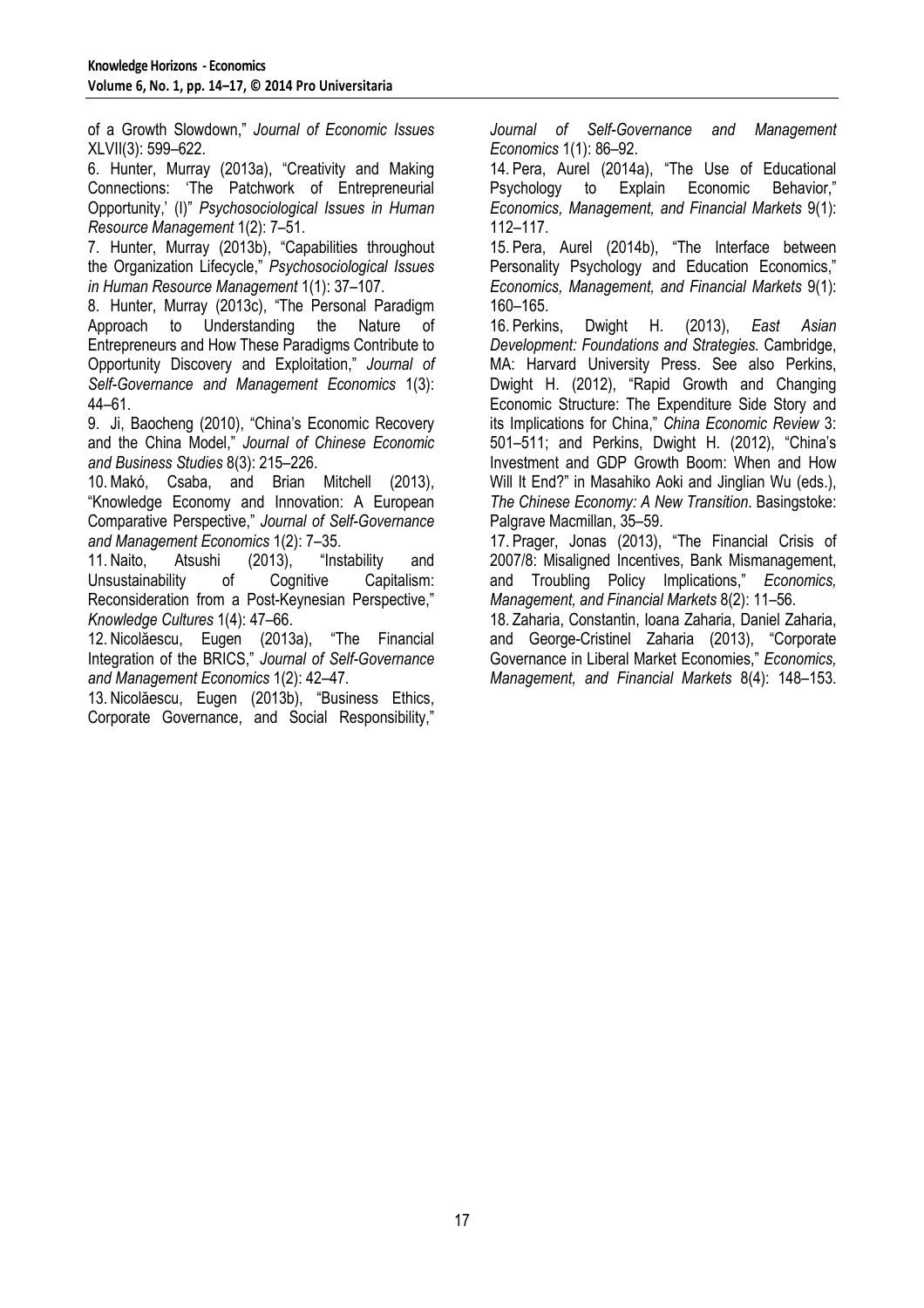of a Growth Slowdown," *Journal of Economic Issues* XLVII(3): 599–622.

6. Hunter, Murray (2013a), "Creativity and Making Connections: 'The Patchwork of Entrepreneurial Opportunity,' (I)" *Psychosociological Issues in Human Resource Management* 1(2): 7–51.

7. Hunter, Murray (2013b), "Capabilities throughout the Organization Lifecycle," *Psychosociological Issues in Human Resource Management* 1(1): 37–107.

8. Hunter, Murray (2013c), "The Personal Paradigm Approach to Understanding the Nature of Entrepreneurs and How These Paradigms Contribute to Opportunity Discovery and Exploitation," *Journal of Self-Governance and Management Economics* 1(3): 44–61.

9. Ji, Baocheng (2010), "China's Economic Recovery and the China Model," *Journal of Chinese Economic and Business Studies* 8(3): 215–226.

10. Makó, Csaba, and Brian Mitchell (2013), "Knowledge Economy and Innovation: A European Comparative Perspective," *Journal of Self-Governance and Management Economics* 1(2): 7–35.

11. Naito, Atsushi (2013), "Instability and Unsustainability of Cognitive Capitalism: Reconsideration from a Post-Keynesian Perspective," *Knowledge Cultures* 1(4): 47–66.

12. Nicolăescu, Eugen (2013a), "The Financial Integration of the BRICS," *Journal of Self-Governance and Management Economics* 1(2): 42–47.

13. Nicolăescu, Eugen (2013b), "Business Ethics, Corporate Governance, and Social Responsibility," *Journal of Self-Governance and Management Economics* 1(1): 86–92.

14. Pera, Aurel (2014a), "The Use of Educational Psychology to Explain Economic Behavior," *Economics, Management, and Financial Markets* 9(1): 112–117.

15. Pera, Aurel (2014b), "The Interface between Personality Psychology and Education Economics," *Economics, Management, and Financial Markets* 9(1): 160–165.

16. Perkins, Dwight H. (2013), *East Asian Development: Foundations and Strategies.* Cambridge, MA: Harvard University Press. See also Perkins, Dwight H. (2012), "Rapid Growth and Changing Economic Structure: The Expenditure Side Story and its Implications for China," *China Economic Review* 3: 501–511; and Perkins, Dwight H. (2012), "China's Investment and GDP Growth Boom: When and How Will It End?" in Masahiko Aoki and Jinglian Wu (eds.), *The Chinese Economy: A New Transition*. Basingstoke: Palgrave Macmillan, 35–59.

17. Prager, Jonas (2013), "The Financial Crisis of 2007/8: Misaligned Incentives, Bank Mismanagement, and Troubling Policy Implications," *Economics, Management, and Financial Markets* 8(2): 11–56.

18. Zaharia, Constantin, Ioana Zaharia, Daniel Zaharia, and George-Cristinel Zaharia (2013), "Corporate Governance in Liberal Market Economies," *Economics, Management, and Financial Markets* 8(4): 148–153.